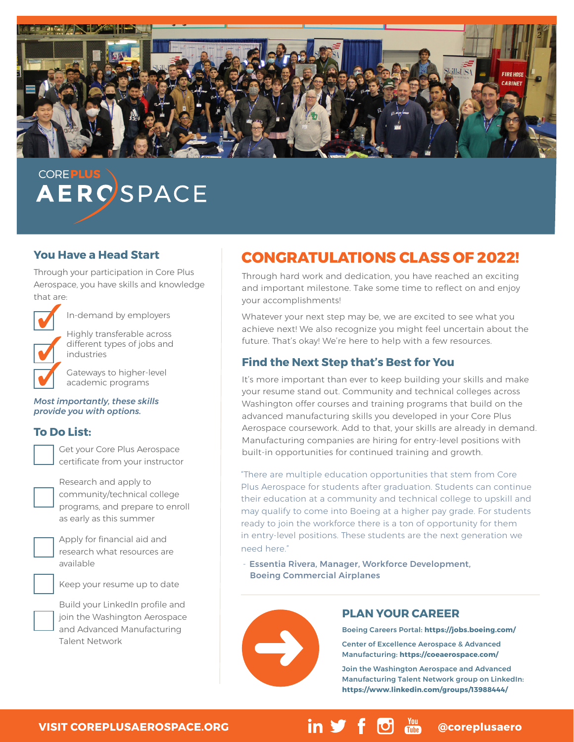# CORE PLUS AEROSPACE

## You Have a Head Start

Through your participation in Core Plus Aerospace, you have skills and knowledge that are:

- ✓ In-demand by employers
- ✓ Highly transferable across different types of jobs and industries
- ✓ Gateways to higher-level academic programs

***Most importantly, these skills provide you with options.***

## To Do List:

- [ ] Get your Core Plus Aerospace certificate from your instructor
- [ ] Research and apply to community/technical college programs, and prepare to enroll as early as this summer
- [ ] Apply for financial aid and research what resources are available
- [ ] Keep your resume up to date
- [ ] Build your LinkedIn profile and join the Washington Aerospace and Advanced Manufacturing Talent Network

## CONGRATULATIONS CLASS OF 2022!

Through hard work and dedication, you have reached an exciting and important milestone. Take some time to reflect on and enjoy your accomplishments!

Whatever your next step may be, we are excited to see what you achieve next! We also recognize you might feel uncertain about the future. That's okay! We're here to help with a few resources.

## Find the Next Step that's Best for You

It's more important than ever to keep building your skills and make your resume stand out. Community and technical colleges across Washington offer courses and training programs that build on the advanced manufacturing skills you developed in your Core Plus Aerospace coursework. Add to that, your skills are already in demand. Manufacturing companies are hiring for entry-level positions with built-in opportunities for continued training and growth.

> "There are multiple education opportunities that stem from Core Plus Aerospace for students after graduation. Students can continue their education at a community and technical college to upskill and may qualify to come into Boeing at a higher pay grade. For students ready to join the workforce there is a ton of opportunity for them in entry-level positions. These students are the next generation we need here."
>
> \- **Essentia Rivera, Manager, Workforce Development, Boeing Commercial Airplanes**

## PLAN YOUR CAREER

**Boeing Careers Portal: https://jobs.boeing.com/**

**Center of Excellence Aerospace & Advanced Manufacturing: https://coeaerospace.com/**

**Join the Washington Aerospace and Advanced Manufacturing Talent Network group on LinkedIn: https://www.linkedin.com/groups/13988444/**

**VISIT COREPLUSAEROSPACE.ORG** @coreplusaero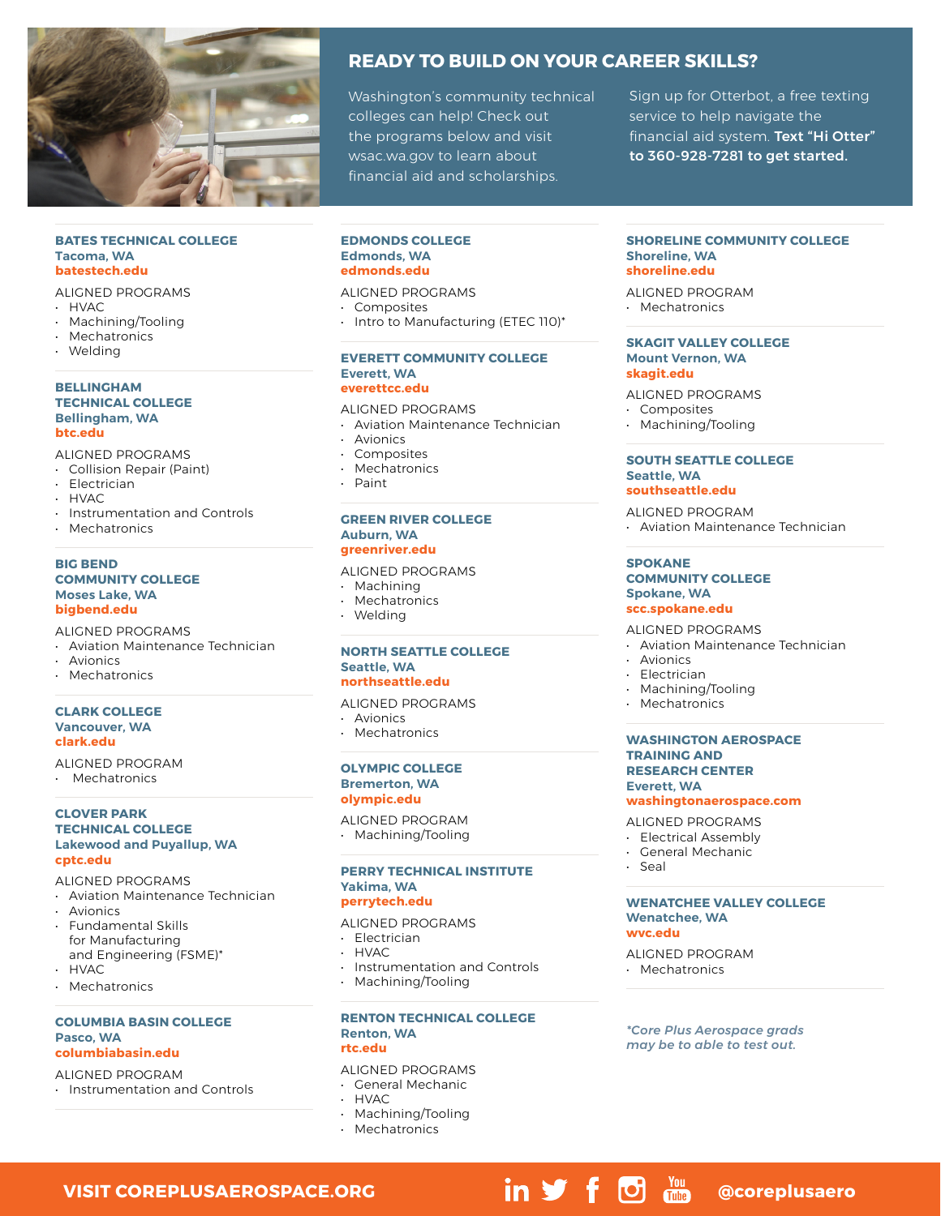## READY TO BUILD ON YOUR CAREER SKILLS?

Washington's community technical colleges can help! Check out the programs below and visit wsac.wa.gov to learn about financial aid and scholarships.

Sign up for Otterbot, a free texting service to help navigate the financial aid system. **Text "Hi Otter" to 360-928-7281 to get started.**

### BATES TECHNICAL COLLEGE
**Tacoma, WA**
**batestech.edu**

ALIGNED PROGRAMS
- HVAC
- Machining/Tooling
- Mechatronics
- Welding

### BELLINGHAM TECHNICAL COLLEGE
**Bellingham, WA**
**btc.edu**

ALIGNED PROGRAMS
- Collision Repair (Paint)
- Electrician
- HVAC
- Instrumentation and Controls
- Mechatronics

### BIG BEND COMMUNITY COLLEGE
**Moses Lake, WA**
**bigbend.edu**

ALIGNED PROGRAMS
- Aviation Maintenance Technician
- Avionics
- Mechatronics

### CLARK COLLEGE
**Vancouver, WA**
**clark.edu**

ALIGNED PROGRAM
- Mechatronics

### CLOVER PARK TECHNICAL COLLEGE
**Lakewood and Puyallup, WA**
**cptc.edu**

ALIGNED PROGRAMS
- Aviation Maintenance Technician
- Avionics
- Fundamental Skills for Manufacturing and Engineering (FSME)*
- HVAC
- Mechatronics

### COLUMBIA BASIN COLLEGE
**Pasco, WA**
**columbiabasin.edu**

ALIGNED PROGRAM
- Instrumentation and Controls

### EDMONDS COLLEGE
**Edmonds, WA**
**edmonds.edu**

ALIGNED PROGRAMS
- Composites
- Intro to Manufacturing (ETEC 110)*

### EVERETT COMMUNITY COLLEGE
**Everett, WA**
**everettcc.edu**

ALIGNED PROGRAMS
- Aviation Maintenance Technician
- Avionics
- Composites
- Mechatronics
- Paint

### GREEN RIVER COLLEGE
**Auburn, WA**
**greenriver.edu**

ALIGNED PROGRAMS
- Machining
- Mechatronics
- Welding

### NORTH SEATTLE COLLEGE
**Seattle, WA**
**northseattle.edu**

ALIGNED PROGRAMS
- Avionics
- Mechatronics

### OLYMPIC COLLEGE
**Bremerton, WA**
**olympic.edu**

ALIGNED PROGRAM
- Machining/Tooling

### PERRY TECHNICAL INSTITUTE
**Yakima, WA**
**perrytech.edu**

ALIGNED PROGRAMS
- Electrician
- HVAC
- Instrumentation and Controls
- Machining/Tooling

### RENTON TECHNICAL COLLEGE
**Renton, WA**
**rtc.edu**

ALIGNED PROGRAMS
- General Mechanic
- HVAC
- Machining/Tooling
- Mechatronics

### SHORELINE COMMUNITY COLLEGE
**Shoreline, WA**
**shoreline.edu**

ALIGNED PROGRAM
- Mechatronics

### SKAGIT VALLEY COLLEGE
**Mount Vernon, WA**
**skagit.edu**

ALIGNED PROGRAMS
- Composites
- Machining/Tooling

### SOUTH SEATTLE COLLEGE
**Seattle, WA**
**southseattle.edu**

ALIGNED PROGRAM
- Aviation Maintenance Technician

### SPOKANE COMMUNITY COLLEGE
**Spokane, WA**
**scc.spokane.edu**

ALIGNED PROGRAMS
- Aviation Maintenance Technician
- Avionics
- Electrician
- Machining/Tooling
- Mechatronics

### WASHINGTON AEROSPACE TRAINING AND RESEARCH CENTER
**Everett, WA**
**washingtonaerospace.com**

ALIGNED PROGRAMS
- Electrical Assembly
- General Mechanic
- Seal

### WENATCHEE VALLEY COLLEGE
**Wenatchee, WA**
**wvc.edu**

ALIGNED PROGRAM
- Mechatronics

*\*Core Plus Aerospace grads may be able to test out.*

**VISIT COREPLUSAEROSPACE.ORG** **@coreplusaero**